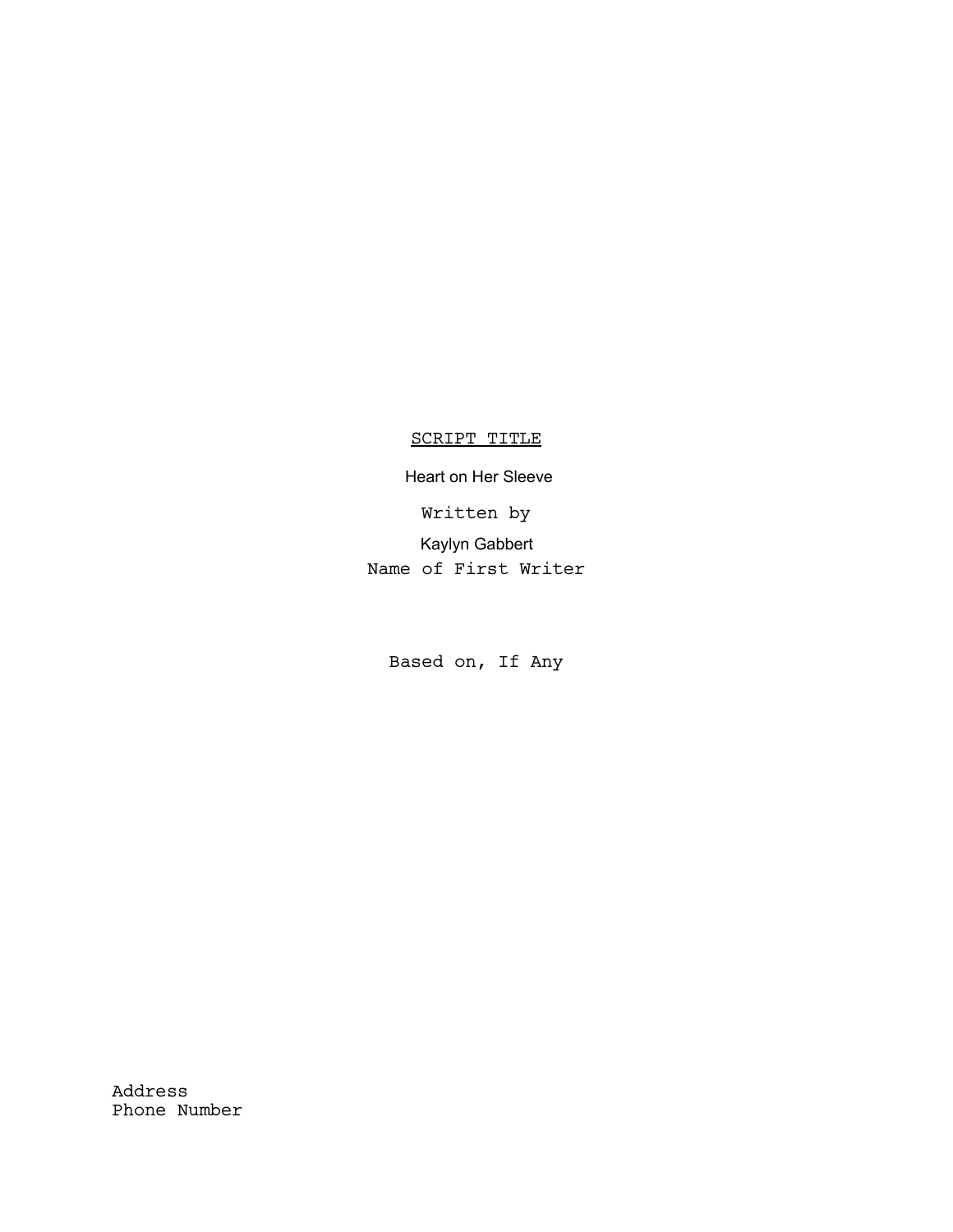<u>SCRIPT TITLE</u>

Heart on Her Sleeve

Written by

Kaylyn Gabbert

Name of First Writer

Based on, If Any

Address
Phone Number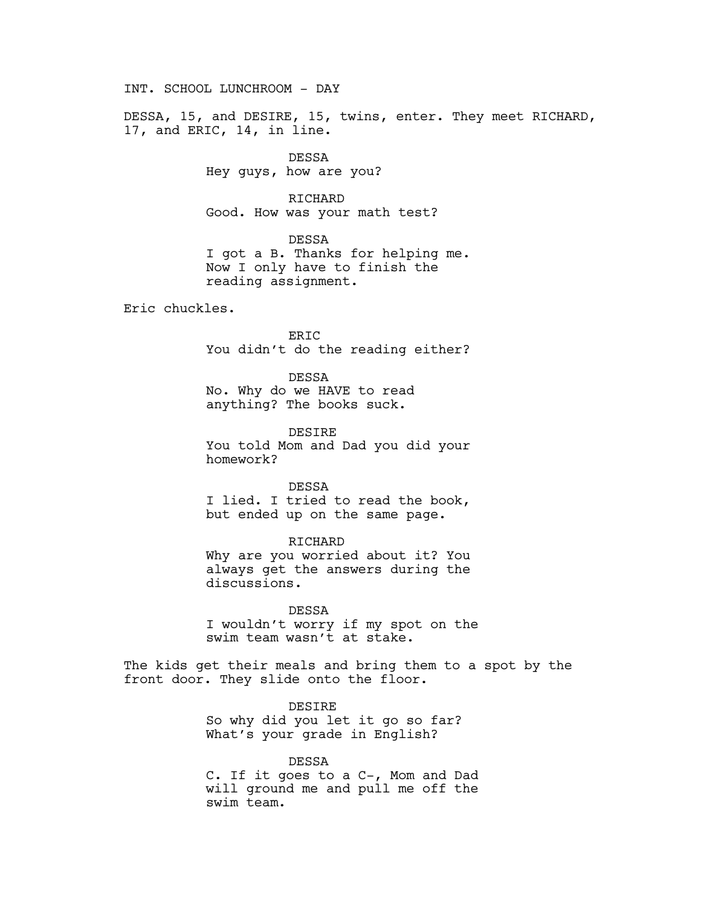INT. SCHOOL LUNCHROOM - DAY

DESSA, 15, and DESIRE, 15, twins, enter. They meet RICHARD, 17, and ERIC, 14, in line.

DESSA
Hey guys, how are you?

RICHARD
Good. How was your math test?

DESSA
I got a B. Thanks for helping me. Now I only have to finish the reading assignment.

Eric chuckles.

ERIC
You didn't do the reading either?

DESSA
No. Why do we HAVE to read anything? The books suck.

DESIRE
You told Mom and Dad you did your homework?

DESSA
I lied. I tried to read the book, but ended up on the same page.

RICHARD
Why are you worried about it? You always get the answers during the discussions.

DESSA
I wouldn't worry if my spot on the swim team wasn't at stake.

The kids get their meals and bring them to a spot by the front door. They slide onto the floor.

DESIRE
So why did you let it go so far? What's your grade in English?

DESSA
C. If it goes to a C-, Mom and Dad will ground me and pull me off the swim team.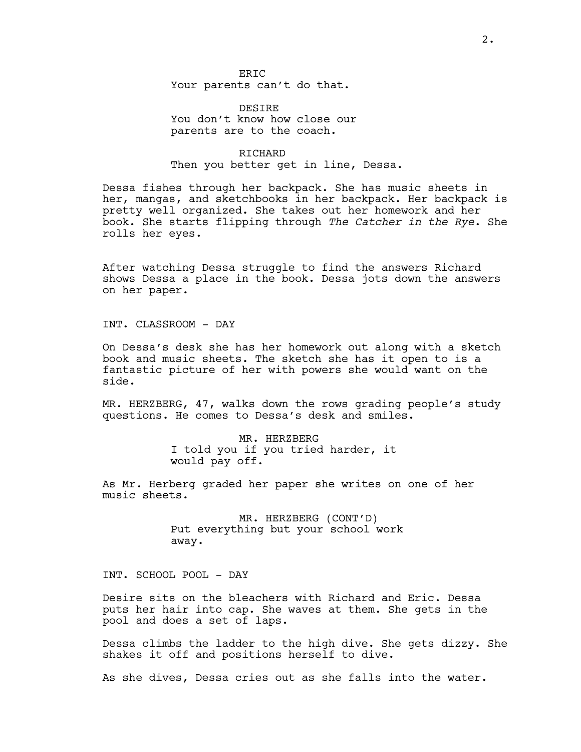ERIC
Your parents can't do that.

DESIRE
You don't know how close our parents are to the coach.

RICHARD
Then you better get in line, Dessa.

Dessa fishes through her backpack. She has music sheets in her, mangas, and sketchbooks in her backpack. Her backpack is pretty well organized. She takes out her homework and her book. She starts flipping through *The Catcher in the Rye*. She rolls her eyes.

After watching Dessa struggle to find the answers Richard shows Dessa a place in the book. Dessa jots down the answers on her paper.

INT. CLASSROOM - DAY

On Dessa's desk she has her homework out along with a sketch book and music sheets. The sketch she has it open to is a fantastic picture of her with powers she would want on the side.

MR. HERZBERG, 47, walks down the rows grading people's study questions. He comes to Dessa's desk and smiles.

MR. HERZBERG
I told you if you tried harder, it would pay off.

As Mr. Herberg graded her paper she writes on one of her music sheets.

MR. HERZBERG (CONT'D)
Put everything but your school work away.

INT. SCHOOL POOL - DAY

Desire sits on the bleachers with Richard and Eric. Dessa puts her hair into cap. She waves at them. She gets in the pool and does a set of laps.

Dessa climbs the ladder to the high dive. She gets dizzy. She shakes it off and positions herself to dive.

As she dives, Dessa cries out as she falls into the water.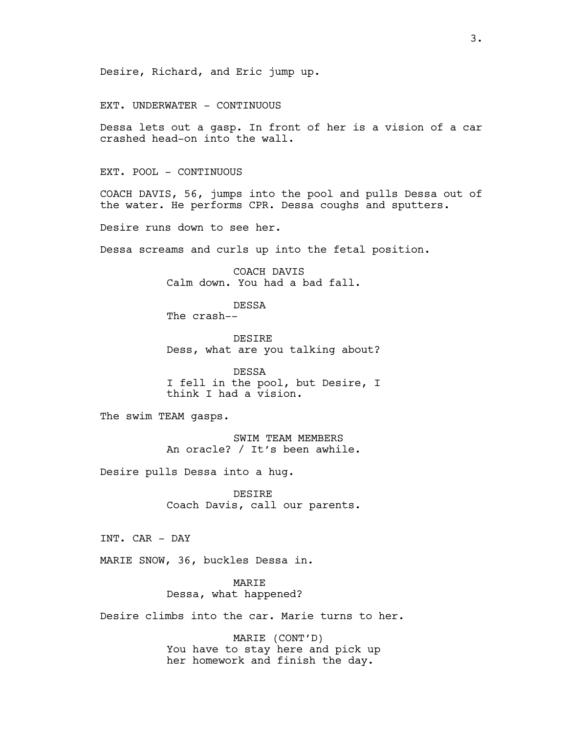Desire, Richard, and Eric jump up.

EXT. UNDERWATER - CONTINUOUS

Dessa lets out a gasp. In front of her is a vision of a car crashed head-on into the wall.

EXT. POOL - CONTINUOUS

COACH DAVIS, 56, jumps into the pool and pulls Dessa out of the water. He performs CPR. Dessa coughs and sputters.

Desire runs down to see her.

Dessa screams and curls up into the fetal position.

COACH DAVIS
Calm down. You had a bad fall.

DESSA
The crash--

DESIRE
Dess, what are you talking about?

DESSA
I fell in the pool, but Desire, I think I had a vision.

The swim TEAM gasps.

SWIM TEAM MEMBERS
An oracle? / It's been awhile.

Desire pulls Dessa into a hug.

DESIRE
Coach Davis, call our parents.

INT. CAR - DAY

MARIE SNOW, 36, buckles Dessa in.

MARIE
Dessa, what happened?

Desire climbs into the car. Marie turns to her.

MARIE (CONT'D)
You have to stay here and pick up her homework and finish the day.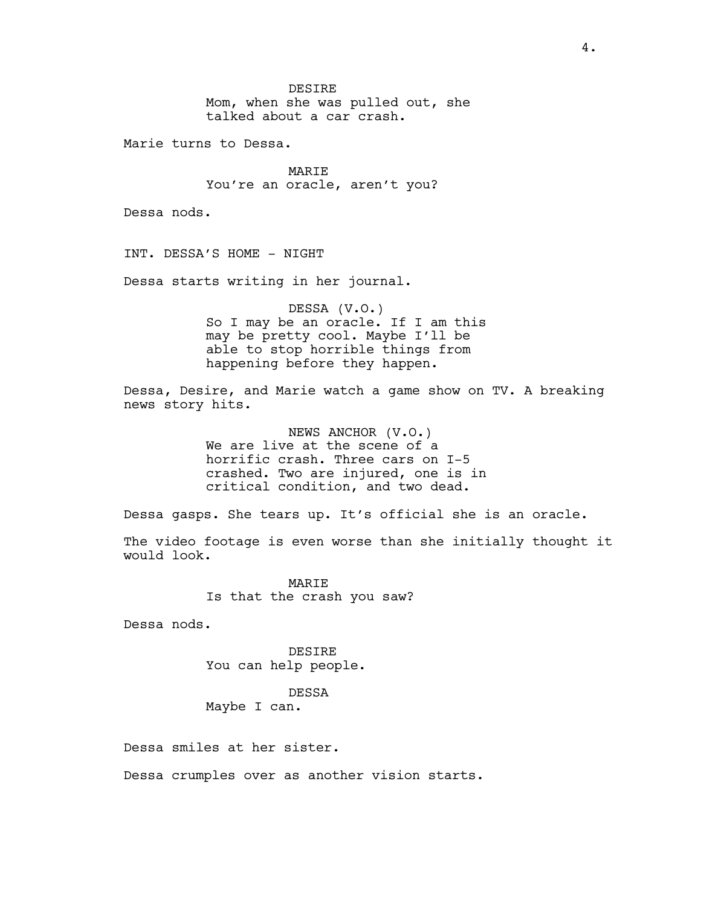DESIRE
Mom, when she was pulled out, she talked about a car crash.

Marie turns to Dessa.

MARIE
You're an oracle, aren't you?

Dessa nods.

INT. DESSA'S HOME - NIGHT

Dessa starts writing in her journal.

DESSA (V.O.)
So I may be an oracle. If I am this may be pretty cool. Maybe I'll be able to stop horrible things from happening before they happen.

Dessa, Desire, and Marie watch a game show on TV. A breaking news story hits.

NEWS ANCHOR (V.O.)
We are live at the scene of a horrific crash. Three cars on I-5 crashed. Two are injured, one is in critical condition, and two dead.

Dessa gasps. She tears up. It's official she is an oracle.

The video footage is even worse than she initially thought it would look.

MARIE
Is that the crash you saw?

Dessa nods.

DESIRE
You can help people.

DESSA
Maybe I can.

Dessa smiles at her sister.

Dessa crumples over as another vision starts.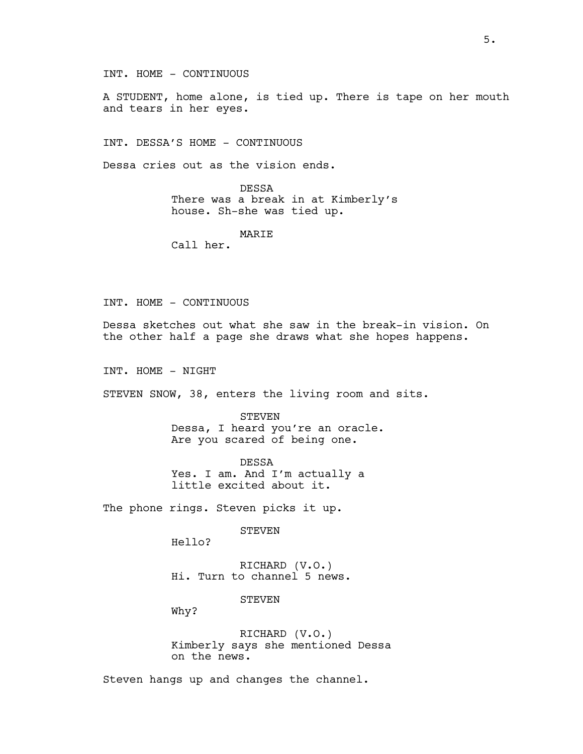INT. HOME - CONTINUOUS

A STUDENT, home alone, is tied up. There is tape on her mouth and tears in her eyes.

INT. DESSA'S HOME - CONTINUOUS

Dessa cries out as the vision ends.

DESSA
There was a break in at Kimberly's house. Sh-she was tied up.

MARIE
Call her.

INT. HOME - CONTINUOUS

Dessa sketches out what she saw in the break-in vision. On the other half a page she draws what she hopes happens.

INT. HOME - NIGHT

STEVEN SNOW, 38, enters the living room and sits.

STEVEN
Dessa, I heard you're an oracle. Are you scared of being one.

DESSA
Yes. I am. And I'm actually a little excited about it.

The phone rings. Steven picks it up.

STEVEN
Hello?

RICHARD (V.O.)
Hi. Turn to channel 5 news.

STEVEN
Why?

RICHARD (V.O.)
Kimberly says she mentioned Dessa on the news.

Steven hangs up and changes the channel.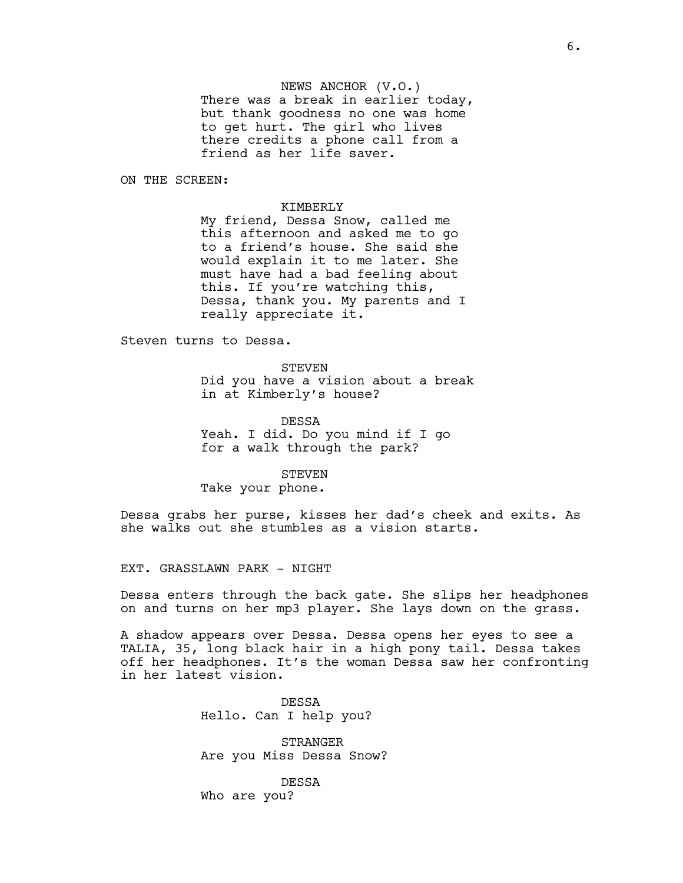NEWS ANCHOR (V.O.)
There was a break in earlier today, but thank goodness no one was home to get hurt. The girl who lives there credits a phone call from a friend as her life saver.

ON THE SCREEN:

KIMBERLY
My friend, Dessa Snow, called me this afternoon and asked me to go to a friend's house. She said she would explain it to me later. She must have had a bad feeling about this. If you're watching this, Dessa, thank you. My parents and I really appreciate it.

Steven turns to Dessa.

STEVEN
Did you have a vision about a break in at Kimberly's house?

DESSA
Yeah. I did. Do you mind if I go for a walk through the park?

STEVEN
Take your phone.

Dessa grabs her purse, kisses her dad's cheek and exits. As she walks out she stumbles as a vision starts.

EXT. GRASSLAWN PARK - NIGHT

Dessa enters through the back gate. She slips her headphones on and turns on her mp3 player. She lays down on the grass.

A shadow appears over Dessa. Dessa opens her eyes to see a TALIA, 35, long black hair in a high pony tail. Dessa takes off her headphones. It's the woman Dessa saw her confronting in her latest vision.

DESSA
Hello. Can I help you?

STRANGER
Are you Miss Dessa Snow?

DESSA
Who are you?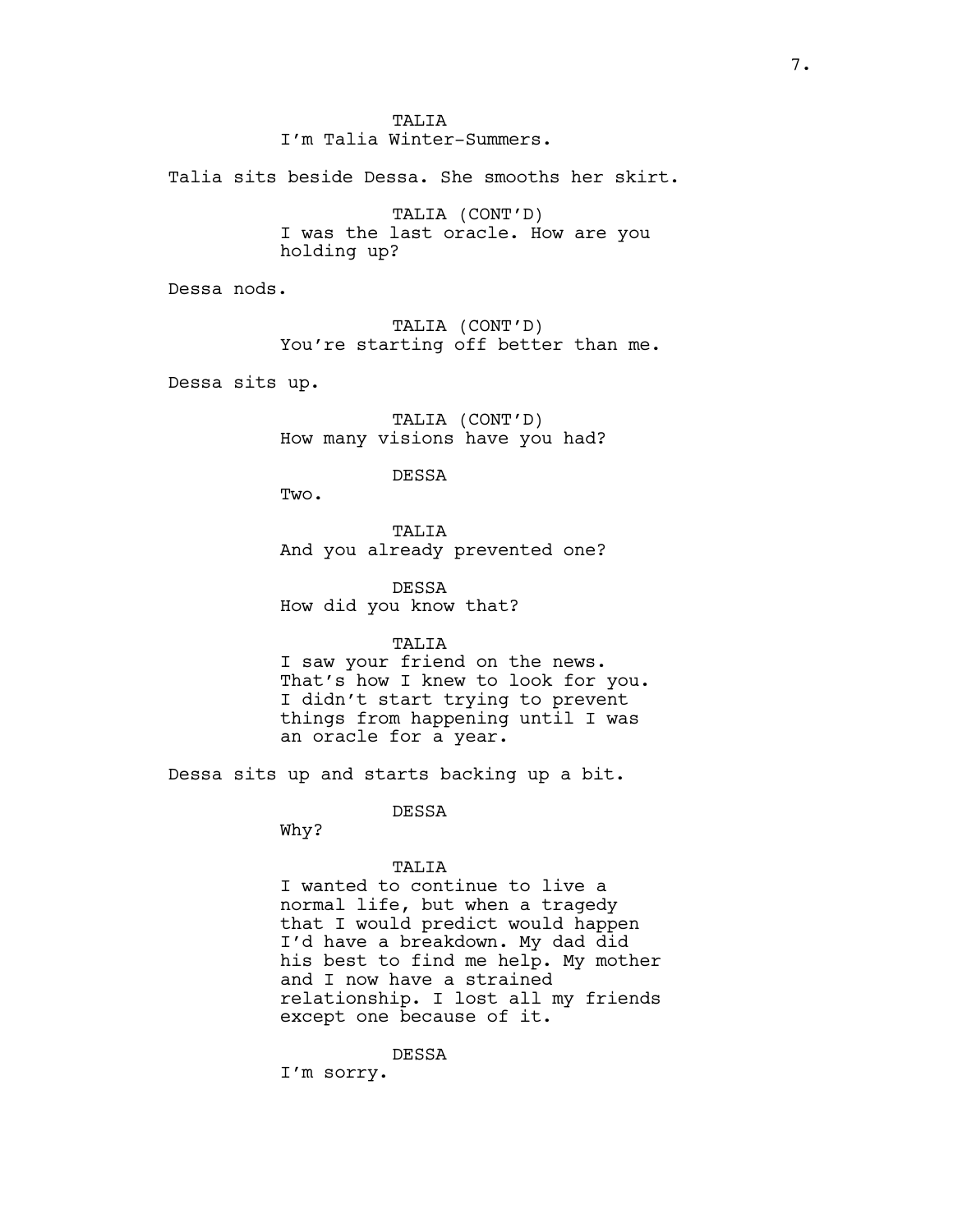TALIA
I'm Talia Winter-Summers.

Talia sits beside Dessa. She smooths her skirt.

TALIA (CONT'D)
I was the last oracle. How are you holding up?

Dessa nods.

TALIA (CONT'D)
You're starting off better than me.

Dessa sits up.

TALIA (CONT'D)
How many visions have you had?

DESSA
Two.

TALIA
And you already prevented one?

DESSA
How did you know that?

TALIA
I saw your friend on the news. That's how I knew to look for you. I didn't start trying to prevent things from happening until I was an oracle for a year.

Dessa sits up and starts backing up a bit.

DESSA
Why?

TALIA
I wanted to continue to live a normal life, but when a tragedy that I would predict would happen I'd have a breakdown. My dad did his best to find me help. My mother and I now have a strained relationship. I lost all my friends except one because of it.

DESSA
I'm sorry.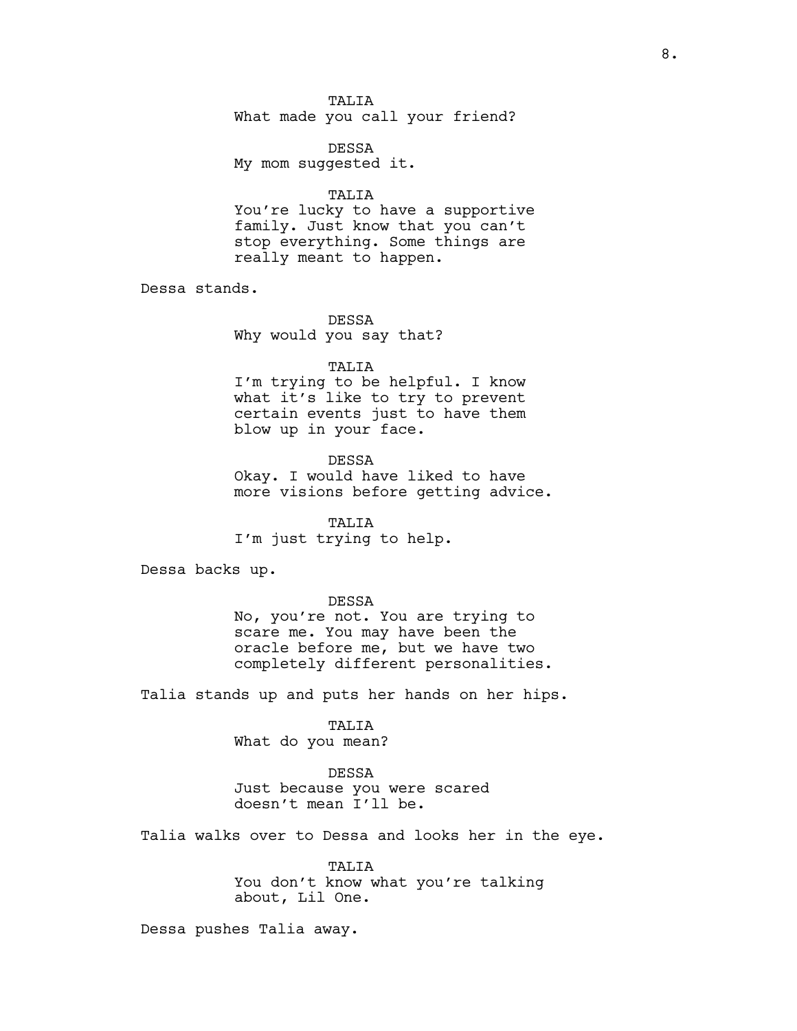TALIA
What made you call your friend?

DESSA
My mom suggested it.

TALIA
You're lucky to have a supportive family. Just know that you can't stop everything. Some things are really meant to happen.

Dessa stands.

DESSA
Why would you say that?

TALIA
I'm trying to be helpful. I know what it's like to try to prevent certain events just to have them blow up in your face.

DESSA
Okay. I would have liked to have more visions before getting advice.

TALIA
I'm just trying to help.

Dessa backs up.

DESSA
No, you're not. You are trying to scare me. You may have been the oracle before me, but we have two completely different personalities.

Talia stands up and puts her hands on her hips.

TALIA
What do you mean?

DESSA
Just because you were scared doesn't mean I'll be.

Talia walks over to Dessa and looks her in the eye.

TALIA
You don't know what you're talking about, Lil One.

Dessa pushes Talia away.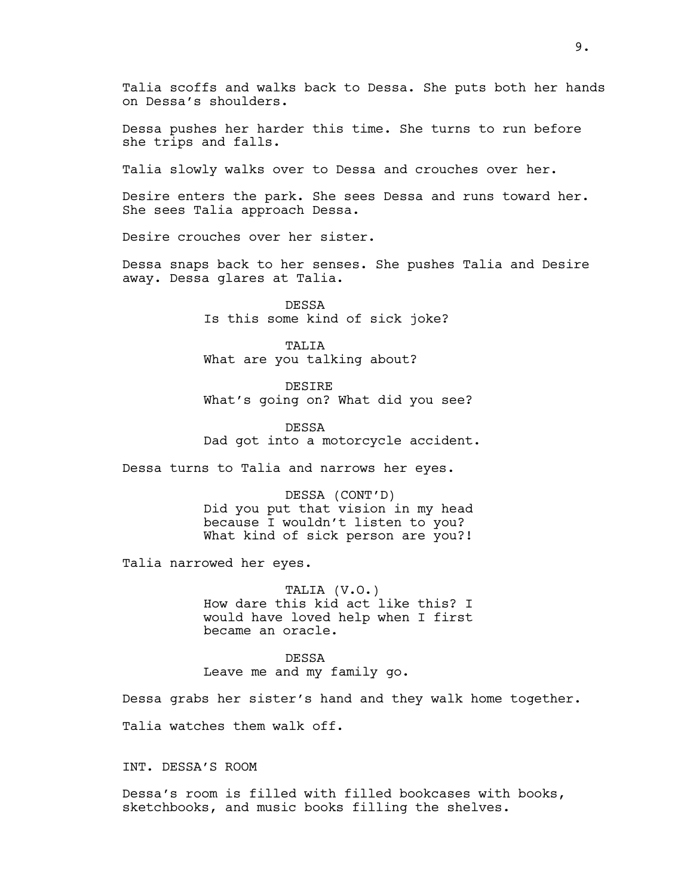Talia scoffs and walks back to Dessa. She puts both her hands on Dessa's shoulders.

Dessa pushes her harder this time. She turns to run before she trips and falls.

Talia slowly walks over to Dessa and crouches over her.

Desire enters the park. She sees Dessa and runs toward her. She sees Talia approach Dessa.

Desire crouches over her sister.

Dessa snaps back to her senses. She pushes Talia and Desire away. Dessa glares at Talia.

DESSA
Is this some kind of sick joke?

TALIA
What are you talking about?

DESIRE
What's going on? What did you see?

DESSA
Dad got into a motorcycle accident.

Dessa turns to Talia and narrows her eyes.

DESSA (CONT'D)
Did you put that vision in my head because I wouldn't listen to you? What kind of sick person are you?!

Talia narrowed her eyes.

TALIA (V.O.)
How dare this kid act like this? I would have loved help when I first became an oracle.

DESSA
Leave me and my family go.

Dessa grabs her sister's hand and they walk home together.

Talia watches them walk off.

INT. DESSA'S ROOM

Dessa's room is filled with filled bookcases with books, sketchbooks, and music books filling the shelves.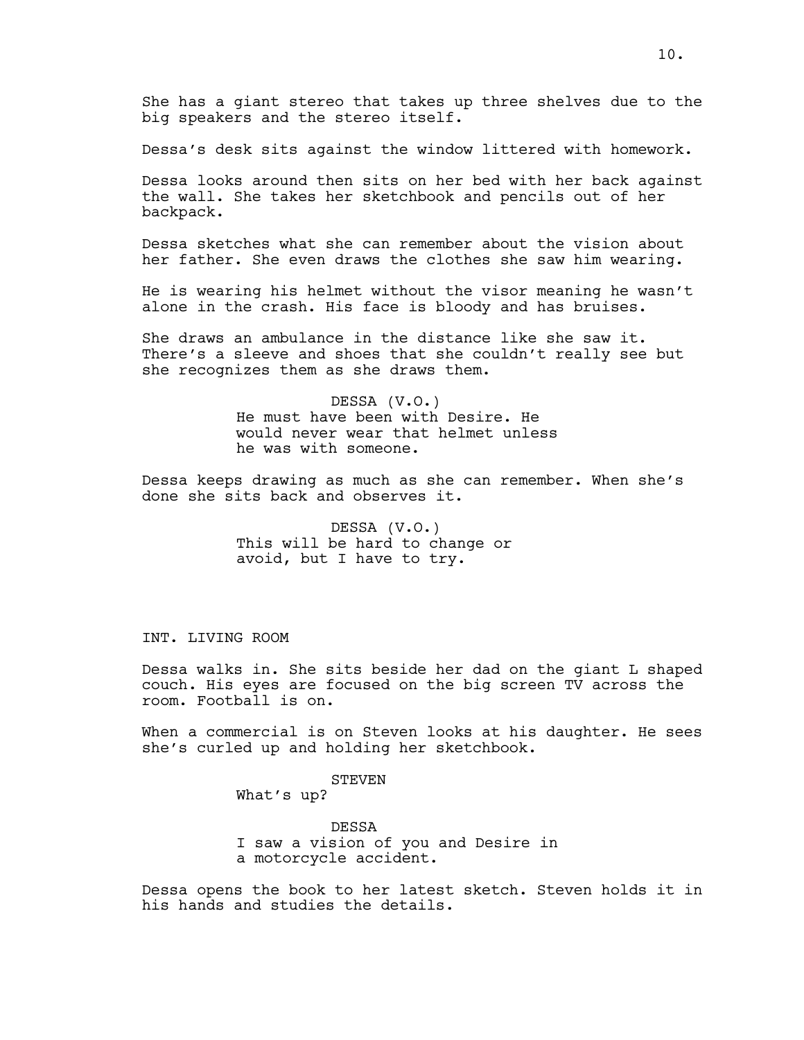She has a giant stereo that takes up three shelves due to the big speakers and the stereo itself.

Dessa's desk sits against the window littered with homework.

Dessa looks around then sits on her bed with her back against the wall. She takes her sketchbook and pencils out of her backpack.

Dessa sketches what she can remember about the vision about her father. She even draws the clothes she saw him wearing.

He is wearing his helmet without the visor meaning he wasn't alone in the crash. His face is bloody and has bruises.

She draws an ambulance in the distance like she saw it. There's a sleeve and shoes that she couldn't really see but she recognizes them as she draws them.

DESSA (V.O.)
He must have been with Desire. He would never wear that helmet unless he was with someone.

Dessa keeps drawing as much as she can remember. When she's done she sits back and observes it.

DESSA (V.O.)
This will be hard to change or avoid, but I have to try.

INT. LIVING ROOM

Dessa walks in. She sits beside her dad on the giant L shaped couch. His eyes are focused on the big screen TV across the room. Football is on.

When a commercial is on Steven looks at his daughter. He sees she's curled up and holding her sketchbook.

STEVEN
What's up?

DESSA
I saw a vision of you and Desire in a motorcycle accident.

Dessa opens the book to her latest sketch. Steven holds it in his hands and studies the details.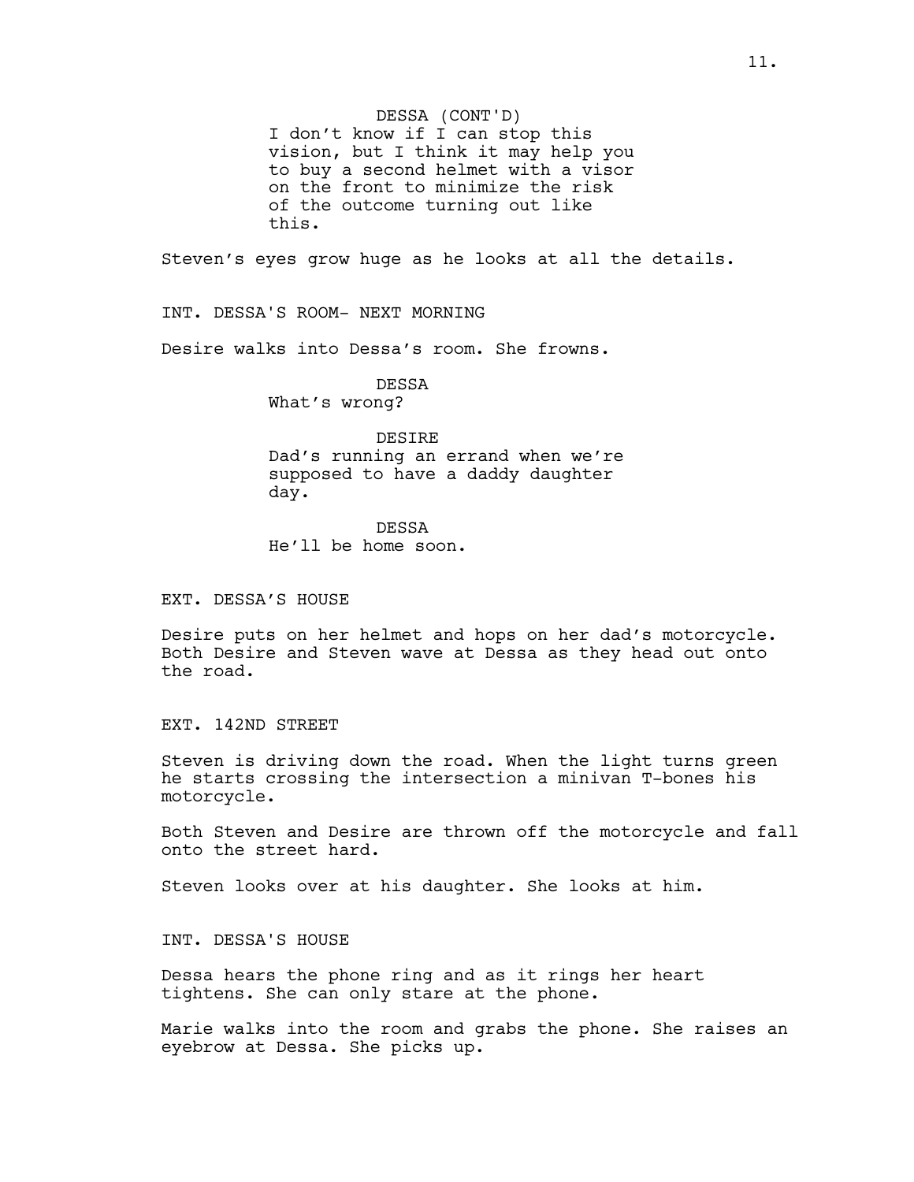DESSA (CONT'D)
I don't know if I can stop this vision, but I think it may help you to buy a second helmet with a visor on the front to minimize the risk of the outcome turning out like this.

Steven's eyes grow huge as he looks at all the details.

INT. DESSA'S ROOM- NEXT MORNING

Desire walks into Dessa's room. She frowns.

DESSA
What's wrong?

DESIRE
Dad's running an errand when we're supposed to have a daddy daughter day.

DESSA
He'll be home soon.

EXT. DESSA'S HOUSE

Desire puts on her helmet and hops on her dad's motorcycle. Both Desire and Steven wave at Dessa as they head out onto the road.

EXT. 142ND STREET

Steven is driving down the road. When the light turns green he starts crossing the intersection a minivan T-bones his motorcycle.

Both Steven and Desire are thrown off the motorcycle and fall onto the street hard.

Steven looks over at his daughter. She looks at him.

INT. DESSA'S HOUSE

Dessa hears the phone ring and as it rings her heart tightens. She can only stare at the phone.

Marie walks into the room and grabs the phone. She raises an eyebrow at Dessa. She picks up.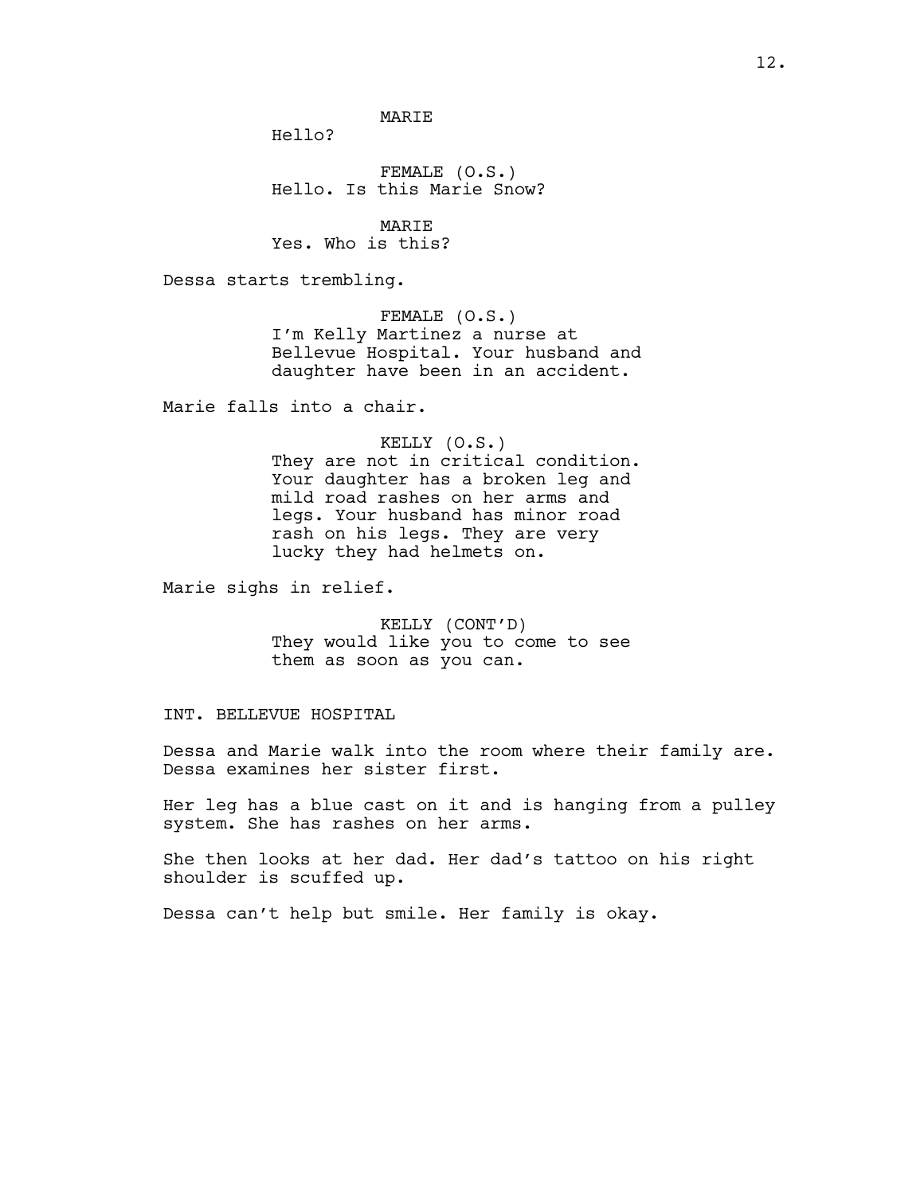MARIE
Hello?

FEMALE (O.S.)
Hello. Is this Marie Snow?

MARIE
Yes. Who is this?

Dessa starts trembling.

FEMALE (O.S.)
I'm Kelly Martinez a nurse at Bellevue Hospital. Your husband and daughter have been in an accident.

Marie falls into a chair.

KELLY (O.S.)
They are not in critical condition. Your daughter has a broken leg and mild road rashes on her arms and legs. Your husband has minor road rash on his legs. They are very lucky they had helmets on.

Marie sighs in relief.

KELLY (CONT'D)
They would like you to come to see them as soon as you can.

INT. BELLEVUE HOSPITAL

Dessa and Marie walk into the room where their family are. Dessa examines her sister first.

Her leg has a blue cast on it and is hanging from a pulley system. She has rashes on her arms.

She then looks at her dad. Her dad's tattoo on his right shoulder is scuffed up.

Dessa can't help but smile. Her family is okay.